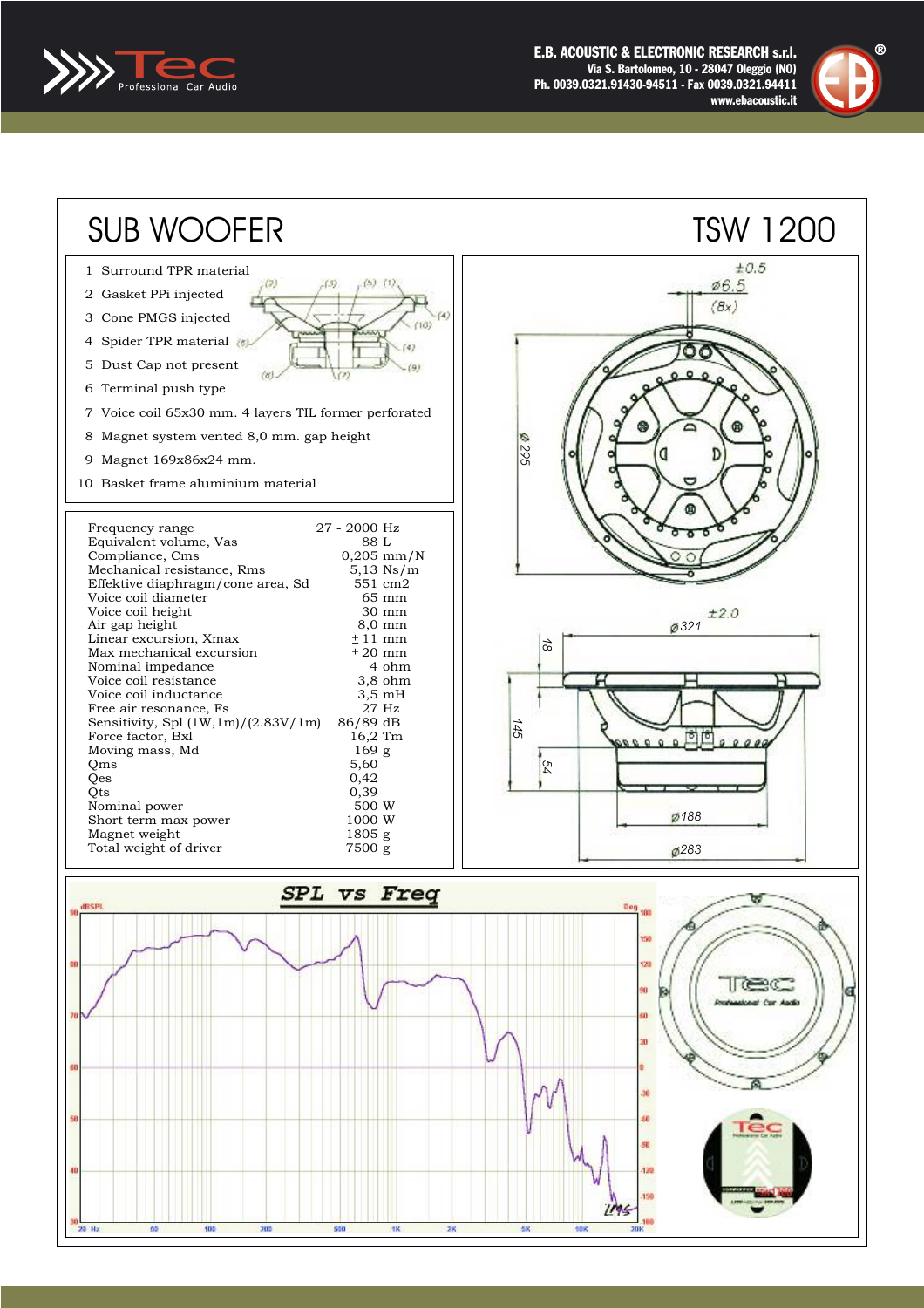Tec Professional Car Audio

E.B. ACOUSTIC & ELECTRONIC RESEARCH s.r.l.
Via S. Bartolomeo, 10 - 28047 Oleggio (NO)
Ph. 0039.0321.91430-94511 - Fax 0039.0321.94411
www.ebacoustic.it

# SUB WOOFER

# TSW 1200

1. Surround TPR material
2. Gasket PPi injected
3. Cone PMGS injected
4. Spider TPR material
5. Dust Cap not present
6. Terminal push type
7. Voice coil 65x30 mm. 4 layers TIL former perforated
8. Magnet system vented 8,0 mm. gap height
9. Magnet 169x86x24 mm.
10. Basket frame aluminium material

| Parameter | Value |
|---|---|
| Frequency range | 27 - 2000 Hz |
| Equivalent volume, Vas | 88 L |
| Compliance, Cms | 0,205 mm/N |
| Mechanical resistance, Rms | 5,13 Ns/m |
| Effektive diaphragm/cone area, Sd | 551 cm2 |
| Voice coil diameter | 65 mm |
| Voice coil height | 30 mm |
| Air gap height | 8,0 mm |
| Linear excursion, Xmax | ± 11 mm |
| Max mechanical excursion | ± 20 mm |
| Nominal impedance | 4 ohm |
| Voice coil resistance | 3,8 ohm |
| Voice coil inductance | 3,5 mH |
| Free air resonance, Fs | 27 Hz |
| Sensitivity, Spl (1W,1m)/(2.83V/1m) | 86/89 dB |
| Force factor, Bxl | 16,2 Tm |
| Moving mass, Md | 169 g |
| Qms | 5,60 |
| Qes | 0,42 |
| Qts | 0,39 |
| Nominal power | 500 W |
| Short term max power | 1000 W |
| Magnet weight | 1805 g |
| Total weight of driver | 7500 g |

Dimensions: ±0.5; Ø6.5 (8x); Ø 295; Ø321 ±2.0; 18; 145; 54; Ø188; Ø283

## SPL vs Freq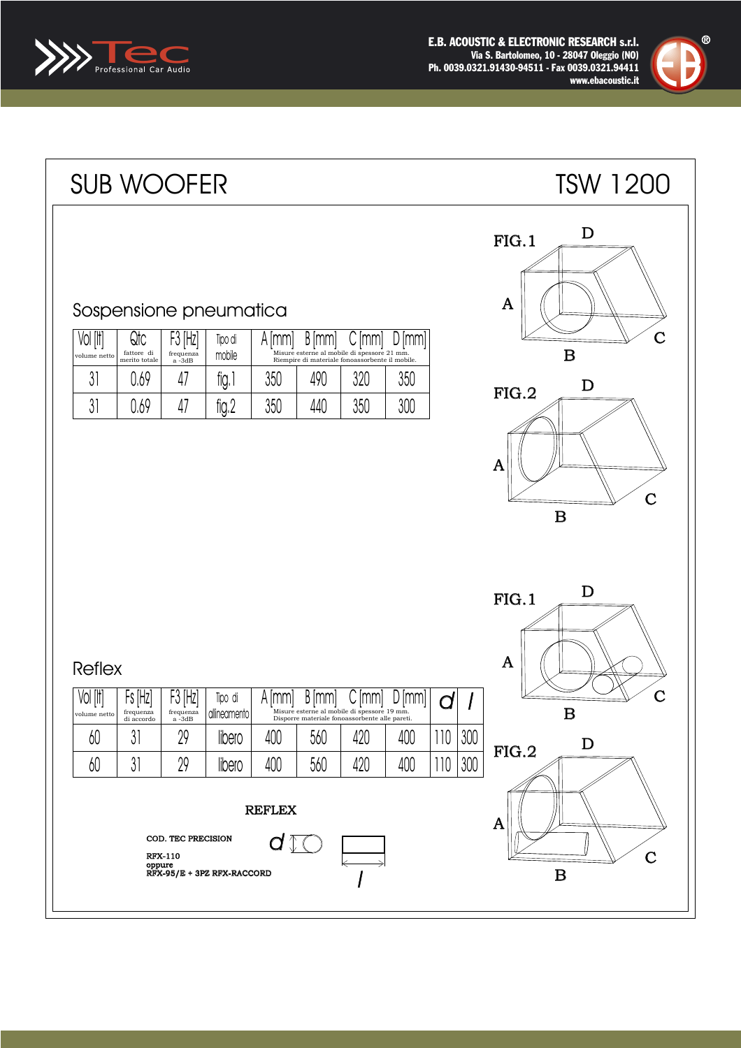# SUB WOOFER

# TSW 1200

## Sospensione pneumatica

| Vol [lt] volume netto | Qtc fattore di merito totale | F3 [Hz] frequenza a -3dB | Tipo di mobile | A [mm] | B [mm] | C [mm] | D [mm] |
|---|---|---|---|---|---|---|---|
| | | | | Misure esterne al mobile di spessore 21 mm. Riempire di materiale fonoassorbente il mobile. | | | |
| 31 | 0.69 | 47 | fig.1 | 350 | 490 | 320 | 350 |
| 31 | 0.69 | 47 | fig.2 | 350 | 440 | 350 | 300 |

FIG.1

FIG.2

## Reflex

| Vol [lt] volume netto | Fs [Hz] frequenza di accordo | F3 [Hz] frequenza a -3dB | Tipo di allineamento | A [mm] | B [mm] | C [mm] | D [mm] | d | l |
|---|---|---|---|---|---|---|---|---|---|
| | | | | Misure esterne al mobile di spessore 19 mm. Disporre materiale fonoassorbente alle pareti. | | | | | |
| 60 | 31 | 29 | libero | 400 | 560 | 420 | 400 | 110 | 300 |
| 60 | 31 | 29 | libero | 400 | 560 | 420 | 400 | 110 | 300 |

FIG.1

FIG.2

**REFLEX**

COD. TEC PRECISION

RFX-110
oppure
RFX-95/E + 3PZ RFX-RACCORD